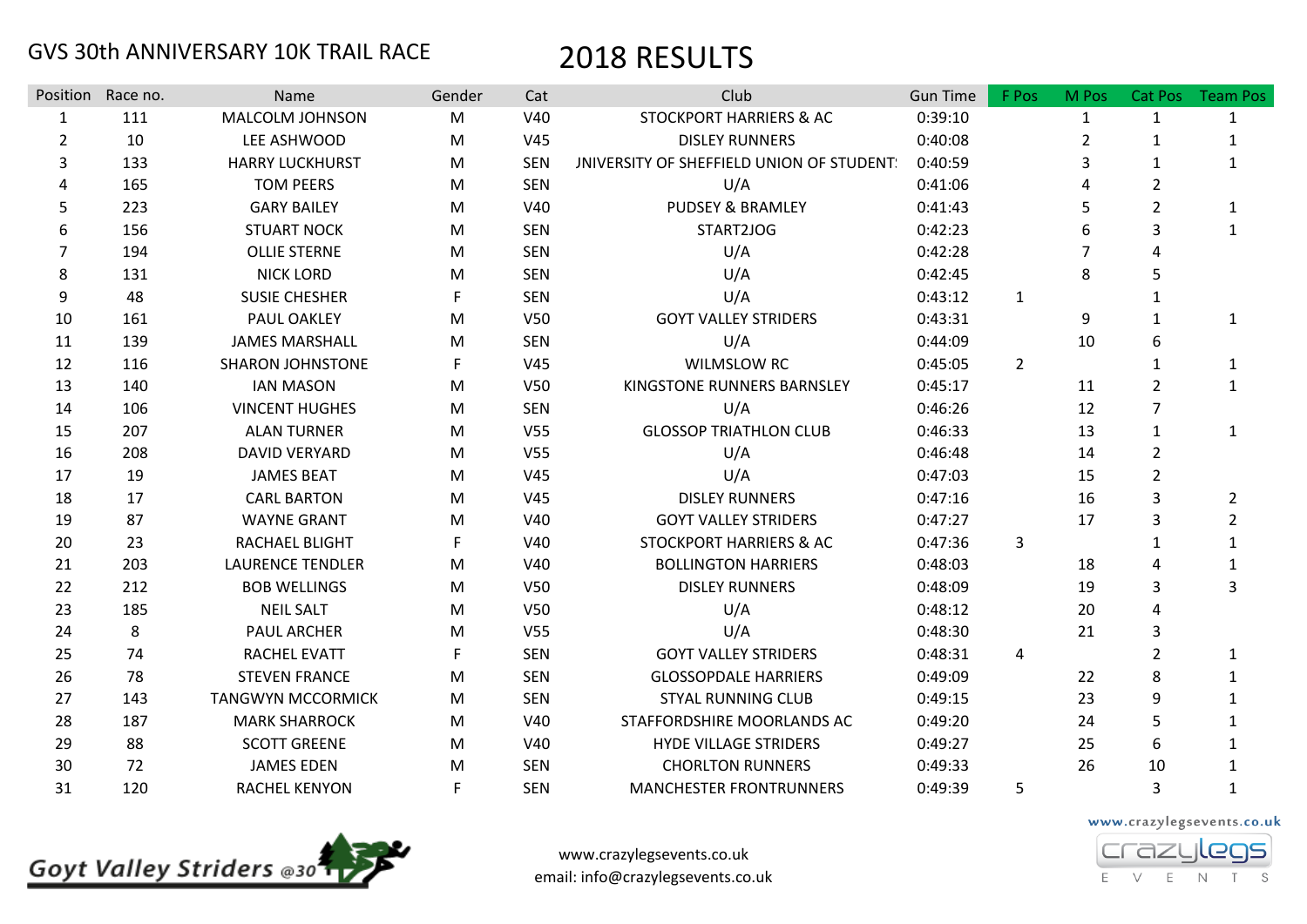GVS 30th ANNIVERSARY 10K TRAIL RACE

# 2018 RESULTS

| Position | Race no. | Name | Gender | Cat | Club | Gun Time | F Pos | M Pos | Cat Pos | Team Pos |
|---|---|---|---|---|---|---|---|---|---|---|
| 1 | 111 | MALCOLM JOHNSON | M | V40 | STOCKPORT HARRIERS & AC | 0:39:10 | | 1 | 1 | 1 |
| 2 | 10 | LEE ASHWOOD | M | V45 | DISLEY RUNNERS | 0:40:08 | | 2 | 1 | 1 |
| 3 | 133 | HARRY LUCKHURST | M | SEN | JNIVERSITY OF SHEFFIELD UNION OF STUDENT! | 0:40:59 | | 3 | 1 | 1 |
| 4 | 165 | TOM PEERS | M | SEN | U/A | 0:41:06 | | 4 | 2 | |
| 5 | 223 | GARY BAILEY | M | V40 | PUDSEY & BRAMLEY | 0:41:43 | | 5 | 2 | 1 |
| 6 | 156 | STUART NOCK | M | SEN | START2JOG | 0:42:23 | | 6 | 3 | 1 |
| 7 | 194 | OLLIE STERNE | M | SEN | U/A | 0:42:28 | | 7 | 4 | |
| 8 | 131 | NICK LORD | M | SEN | U/A | 0:42:45 | | 8 | 5 | |
| 9 | 48 | SUSIE CHESHER | F | SEN | U/A | 0:43:12 | 1 | | 1 | |
| 10 | 161 | PAUL OAKLEY | M | V50 | GOYT VALLEY STRIDERS | 0:43:31 | | 9 | 1 | 1 |
| 11 | 139 | JAMES MARSHALL | M | SEN | U/A | 0:44:09 | | 10 | 6 | |
| 12 | 116 | SHARON JOHNSTONE | F | V45 | WILMSLOW RC | 0:45:05 | 2 | | 1 | 1 |
| 13 | 140 | IAN MASON | M | V50 | KINGSTONE RUNNERS BARNSLEY | 0:45:17 | | 11 | 2 | 1 |
| 14 | 106 | VINCENT HUGHES | M | SEN | U/A | 0:46:26 | | 12 | 7 | |
| 15 | 207 | ALAN TURNER | M | V55 | GLOSSOP TRIATHLON CLUB | 0:46:33 | | 13 | 1 | 1 |
| 16 | 208 | DAVID VERYARD | M | V55 | U/A | 0:46:48 | | 14 | 2 | |
| 17 | 19 | JAMES BEAT | M | V45 | U/A | 0:47:03 | | 15 | 2 | |
| 18 | 17 | CARL BARTON | M | V45 | DISLEY RUNNERS | 0:47:16 | | 16 | 3 | 2 |
| 19 | 87 | WAYNE GRANT | M | V40 | GOYT VALLEY STRIDERS | 0:47:27 | | 17 | 3 | 2 |
| 20 | 23 | RACHAEL BLIGHT | F | V40 | STOCKPORT HARRIERS & AC | 0:47:36 | 3 | | 1 | 1 |
| 21 | 203 | LAURENCE TENDLER | M | V40 | BOLLINGTON HARRIERS | 0:48:03 | | 18 | 4 | 1 |
| 22 | 212 | BOB WELLINGS | M | V50 | DISLEY RUNNERS | 0:48:09 | | 19 | 3 | 3 |
| 23 | 185 | NEIL SALT | M | V50 | U/A | 0:48:12 | | 20 | 4 | |
| 24 | 8 | PAUL ARCHER | M | V55 | U/A | 0:48:30 | | 21 | 3 | |
| 25 | 74 | RACHEL EVATT | F | SEN | GOYT VALLEY STRIDERS | 0:48:31 | 4 | | 2 | 1 |
| 26 | 78 | STEVEN FRANCE | M | SEN | GLOSSOPDALE HARRIERS | 0:49:09 | | 22 | 8 | 1 |
| 27 | 143 | TANGWYN MCCORMICK | M | SEN | STYAL RUNNING CLUB | 0:49:15 | | 23 | 9 | 1 |
| 28 | 187 | MARK SHARROCK | M | V40 | STAFFORDSHIRE MOORLANDS AC | 0:49:20 | | 24 | 5 | 1 |
| 29 | 88 | SCOTT GREENE | M | V40 | HYDE VILLAGE STRIDERS | 0:49:27 | | 25 | 6 | 1 |
| 30 | 72 | JAMES EDEN | M | SEN | CHORLTON RUNNERS | 0:49:33 | | 26 | 10 | 1 |
| 31 | 120 | RACHEL KENYON | F | SEN | MANCHESTER FRONTRUNNERS | 0:49:39 | 5 | | 3 | 1 |

Goyt Valley Striders @30

www.crazylegsevents.co.uk
email: info@crazylegsevents.co.uk

www.crazylegsevents.co.uk
crazylegs EVENTS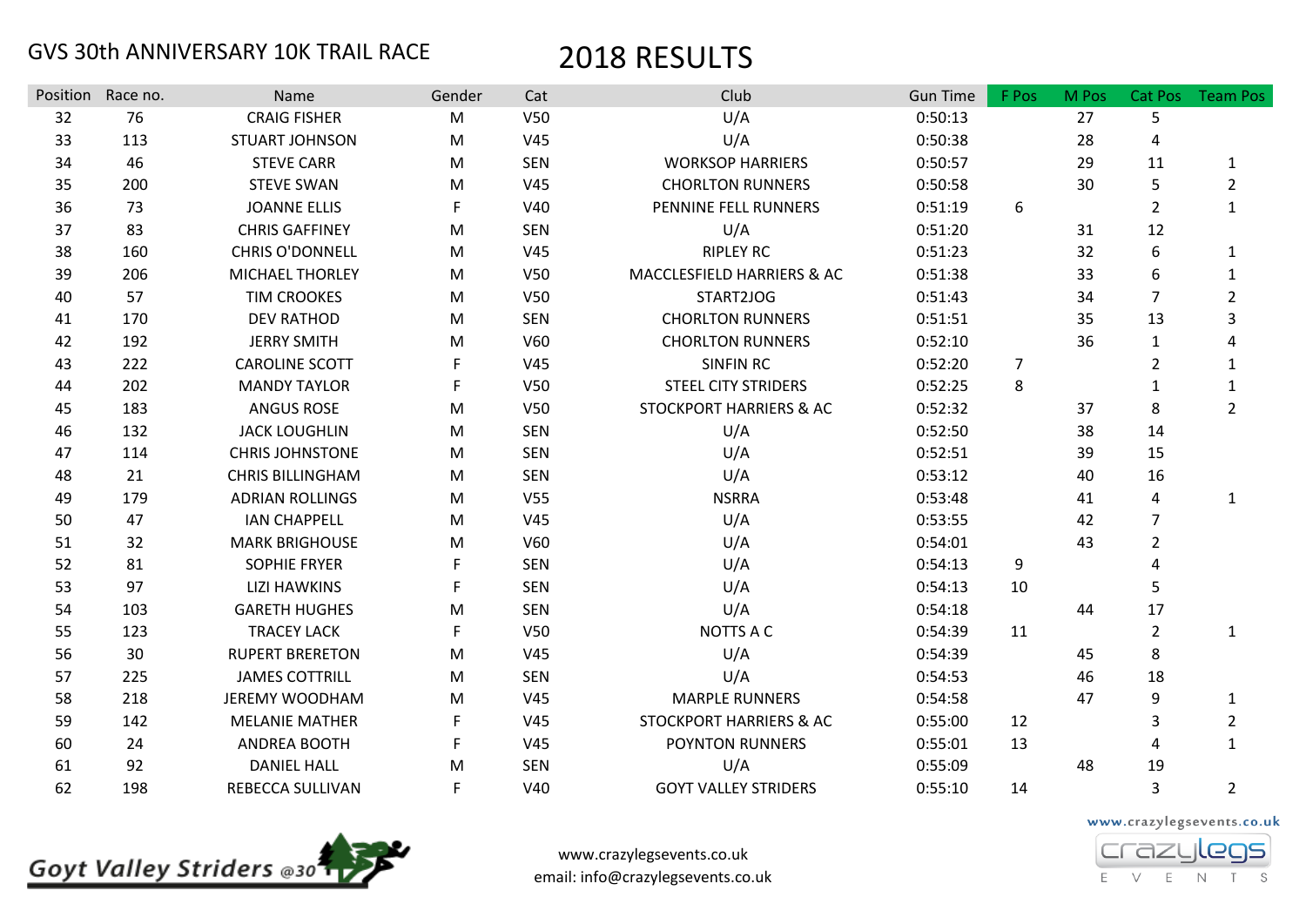GVS 30th ANNIVERSARY 10K TRAIL RACE

# 2018 RESULTS

| Position | Race no. | Name | Gender | Cat | Club | Gun Time | F Pos | M Pos | Cat Pos | Team Pos |
|---|---|---|---|---|---|---|---|---|---|---|
| 32 | 76 | CRAIG FISHER | M | V50 | U/A | 0:50:13 | | 27 | 5 | |
| 33 | 113 | STUART JOHNSON | M | V45 | U/A | 0:50:38 | | 28 | 4 | |
| 34 | 46 | STEVE CARR | M | SEN | WORKSOP HARRIERS | 0:50:57 | | 29 | 11 | 1 |
| 35 | 200 | STEVE SWAN | M | V45 | CHORLTON RUNNERS | 0:50:58 | | 30 | 5 | 2 |
| 36 | 73 | JOANNE ELLIS | F | V40 | PENNINE FELL RUNNERS | 0:51:19 | 6 | | 2 | 1 |
| 37 | 83 | CHRIS GAFFINEY | M | SEN | U/A | 0:51:20 | | 31 | 12 | |
| 38 | 160 | CHRIS O'DONNELL | M | V45 | RIPLEY RC | 0:51:23 | | 32 | 6 | 1 |
| 39 | 206 | MICHAEL THORLEY | M | V50 | MACCLESFIELD HARRIERS & AC | 0:51:38 | | 33 | 6 | 1 |
| 40 | 57 | TIM CROOKES | M | V50 | START2JOG | 0:51:43 | | 34 | 7 | 2 |
| 41 | 170 | DEV RATHOD | M | SEN | CHORLTON RUNNERS | 0:51:51 | | 35 | 13 | 3 |
| 42 | 192 | JERRY SMITH | M | V60 | CHORLTON RUNNERS | 0:52:10 | | 36 | 1 | 4 |
| 43 | 222 | CAROLINE SCOTT | F | V45 | SINFIN RC | 0:52:20 | 7 | | 2 | 1 |
| 44 | 202 | MANDY TAYLOR | F | V50 | STEEL CITY STRIDERS | 0:52:25 | 8 | | 1 | 1 |
| 45 | 183 | ANGUS ROSE | M | V50 | STOCKPORT HARRIERS & AC | 0:52:32 | | 37 | 8 | 2 |
| 46 | 132 | JACK LOUGHLIN | M | SEN | U/A | 0:52:50 | | 38 | 14 | |
| 47 | 114 | CHRIS JOHNSTONE | M | SEN | U/A | 0:52:51 | | 39 | 15 | |
| 48 | 21 | CHRIS BILLINGHAM | M | SEN | U/A | 0:53:12 | | 40 | 16 | |
| 49 | 179 | ADRIAN ROLLINGS | M | V55 | NSRRA | 0:53:48 | | 41 | 4 | 1 |
| 50 | 47 | IAN CHAPPELL | M | V45 | U/A | 0:53:55 | | 42 | 7 | |
| 51 | 32 | MARK BRIGHOUSE | M | V60 | U/A | 0:54:01 | | 43 | 2 | |
| 52 | 81 | SOPHIE FRYER | F | SEN | U/A | 0:54:13 | 9 | | 4 | |
| 53 | 97 | LIZI HAWKINS | F | SEN | U/A | 0:54:13 | 10 | | 5 | |
| 54 | 103 | GARETH HUGHES | M | SEN | U/A | 0:54:18 | | 44 | 17 | |
| 55 | 123 | TRACEY LACK | F | V50 | NOTTS A C | 0:54:39 | 11 | | 2 | 1 |
| 56 | 30 | RUPERT BRERETON | M | V45 | U/A | 0:54:39 | | 45 | 8 | |
| 57 | 225 | JAMES COTTRILL | M | SEN | U/A | 0:54:53 | | 46 | 18 | |
| 58 | 218 | JEREMY WOODHAM | M | V45 | MARPLE RUNNERS | 0:54:58 | | 47 | 9 | 1 |
| 59 | 142 | MELANIE MATHER | F | V45 | STOCKPORT HARRIERS & AC | 0:55:00 | 12 | | 3 | 2 |
| 60 | 24 | ANDREA BOOTH | F | V45 | POYNTON RUNNERS | 0:55:01 | 13 | | 4 | 1 |
| 61 | 92 | DANIEL HALL | M | SEN | U/A | 0:55:09 | | 48 | 19 | |
| 62 | 198 | REBECCA SULLIVAN | F | V40 | GOYT VALLEY STRIDERS | 0:55:10 | 14 | | 3 | 2 |

Goyt Valley Striders @30

www.crazylegsevents.co.uk
email: info@crazylegsevents.co.uk

www.crazylegsevents.co.uk
crazylegs EVENTS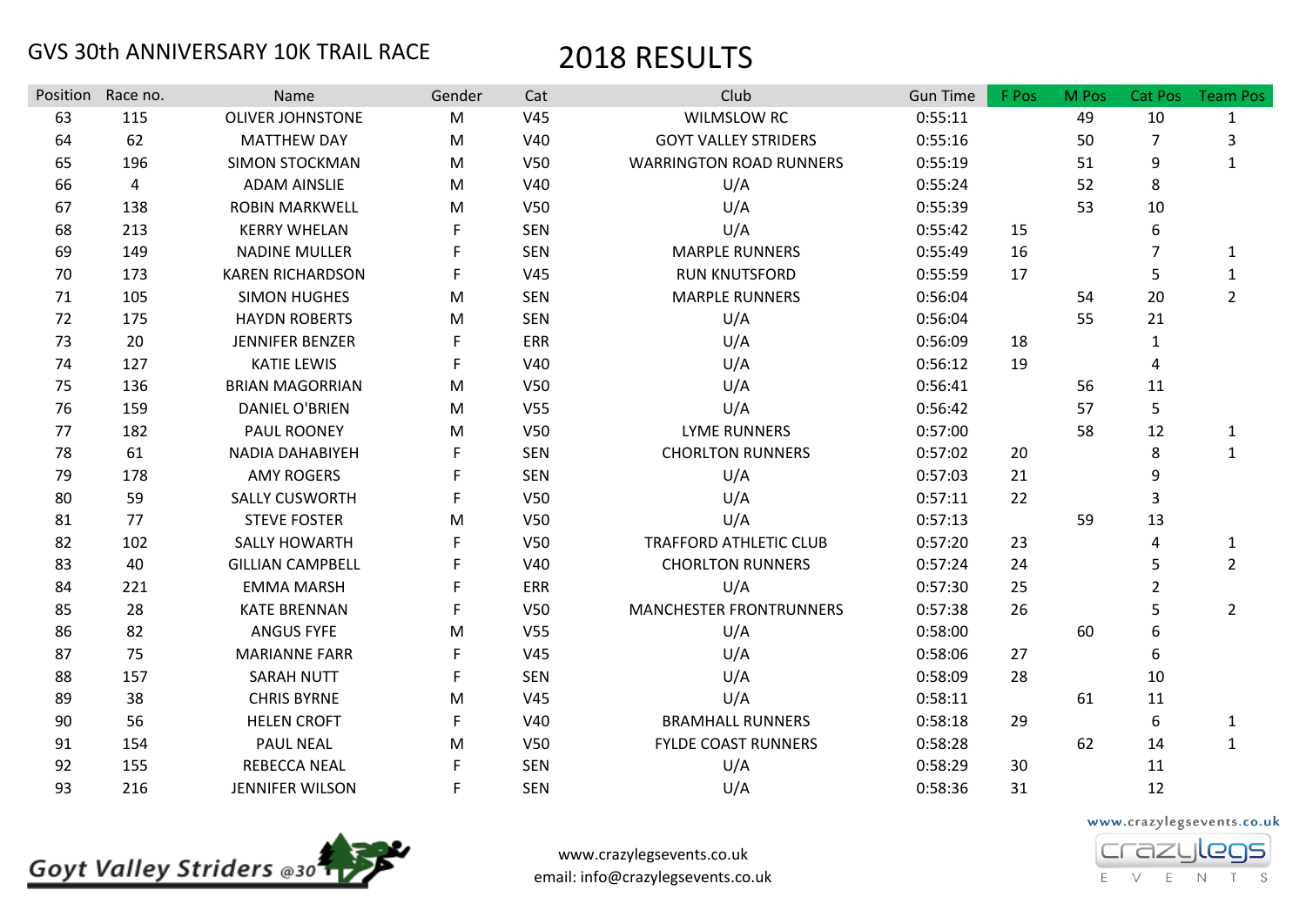GVS 30th ANNIVERSARY 10K TRAIL RACE

# 2018 RESULTS

| Position | Race no. | Name | Gender | Cat | Club | Gun Time | F Pos | M Pos | Cat Pos | Team Pos |
|---|---|---|---|---|---|---|---|---|---|---|
| 63 | 115 | OLIVER JOHNSTONE | M | V45 | WILMSLOW RC | 0:55:11 | | 49 | 10 | 1 |
| 64 | 62 | MATTHEW DAY | M | V40 | GOYT VALLEY STRIDERS | 0:55:16 | | 50 | 7 | 3 |
| 65 | 196 | SIMON STOCKMAN | M | V50 | WARRINGTON ROAD RUNNERS | 0:55:19 | | 51 | 9 | 1 |
| 66 | 4 | ADAM AINSLIE | M | V40 | U/A | 0:55:24 | | 52 | 8 | |
| 67 | 138 | ROBIN MARKWELL | M | V50 | U/A | 0:55:39 | | 53 | 10 | |
| 68 | 213 | KERRY WHELAN | F | SEN | U/A | 0:55:42 | 15 | | 6 | |
| 69 | 149 | NADINE MULLER | F | SEN | MARPLE RUNNERS | 0:55:49 | 16 | | 7 | 1 |
| 70 | 173 | KAREN RICHARDSON | F | V45 | RUN KNUTSFORD | 0:55:59 | 17 | | 5 | 1 |
| 71 | 105 | SIMON HUGHES | M | SEN | MARPLE RUNNERS | 0:56:04 | | 54 | 20 | 2 |
| 72 | 175 | HAYDN ROBERTS | M | SEN | U/A | 0:56:04 | | 55 | 21 | |
| 73 | 20 | JENNIFER BENZER | F | ERR | U/A | 0:56:09 | 18 | | 1 | |
| 74 | 127 | KATIE LEWIS | F | V40 | U/A | 0:56:12 | 19 | | 4 | |
| 75 | 136 | BRIAN MAGORRIAN | M | V50 | U/A | 0:56:41 | | 56 | 11 | |
| 76 | 159 | DANIEL O'BRIEN | M | V55 | U/A | 0:56:42 | | 57 | 5 | |
| 77 | 182 | PAUL ROONEY | M | V50 | LYME RUNNERS | 0:57:00 | | 58 | 12 | 1 |
| 78 | 61 | NADIA DAHABIYEH | F | SEN | CHORLTON RUNNERS | 0:57:02 | 20 | | 8 | 1 |
| 79 | 178 | AMY ROGERS | F | SEN | U/A | 0:57:03 | 21 | | 9 | |
| 80 | 59 | SALLY CUSWORTH | F | V50 | U/A | 0:57:11 | 22 | | 3 | |
| 81 | 77 | STEVE FOSTER | M | V50 | U/A | 0:57:13 | | 59 | 13 | |
| 82 | 102 | SALLY HOWARTH | F | V50 | TRAFFORD ATHLETIC CLUB | 0:57:20 | 23 | | 4 | 1 |
| 83 | 40 | GILLIAN CAMPBELL | F | V40 | CHORLTON RUNNERS | 0:57:24 | 24 | | 5 | 2 |
| 84 | 221 | EMMA MARSH | F | ERR | U/A | 0:57:30 | 25 | | 2 | |
| 85 | 28 | KATE BRENNAN | F | V50 | MANCHESTER FRONTRUNNERS | 0:57:38 | 26 | | 5 | 2 |
| 86 | 82 | ANGUS FYFE | M | V55 | U/A | 0:58:00 | | 60 | 6 | |
| 87 | 75 | MARIANNE FARR | F | V45 | U/A | 0:58:06 | 27 | | 6 | |
| 88 | 157 | SARAH NUTT | F | SEN | U/A | 0:58:09 | 28 | | 10 | |
| 89 | 38 | CHRIS BYRNE | M | V45 | U/A | 0:58:11 | | 61 | 11 | |
| 90 | 56 | HELEN CROFT | F | V40 | BRAMHALL RUNNERS | 0:58:18 | 29 | | 6 | 1 |
| 91 | 154 | PAUL NEAL | M | V50 | FYLDE COAST RUNNERS | 0:58:28 | | 62 | 14 | 1 |
| 92 | 155 | REBECCA NEAL | F | SEN | U/A | 0:58:29 | 30 | | 11 | |
| 93 | 216 | JENNIFER WILSON | F | SEN | U/A | 0:58:36 | 31 | | 12 | |

www.crazylegsevents.co.uk
email: info@crazylegsevents.co.uk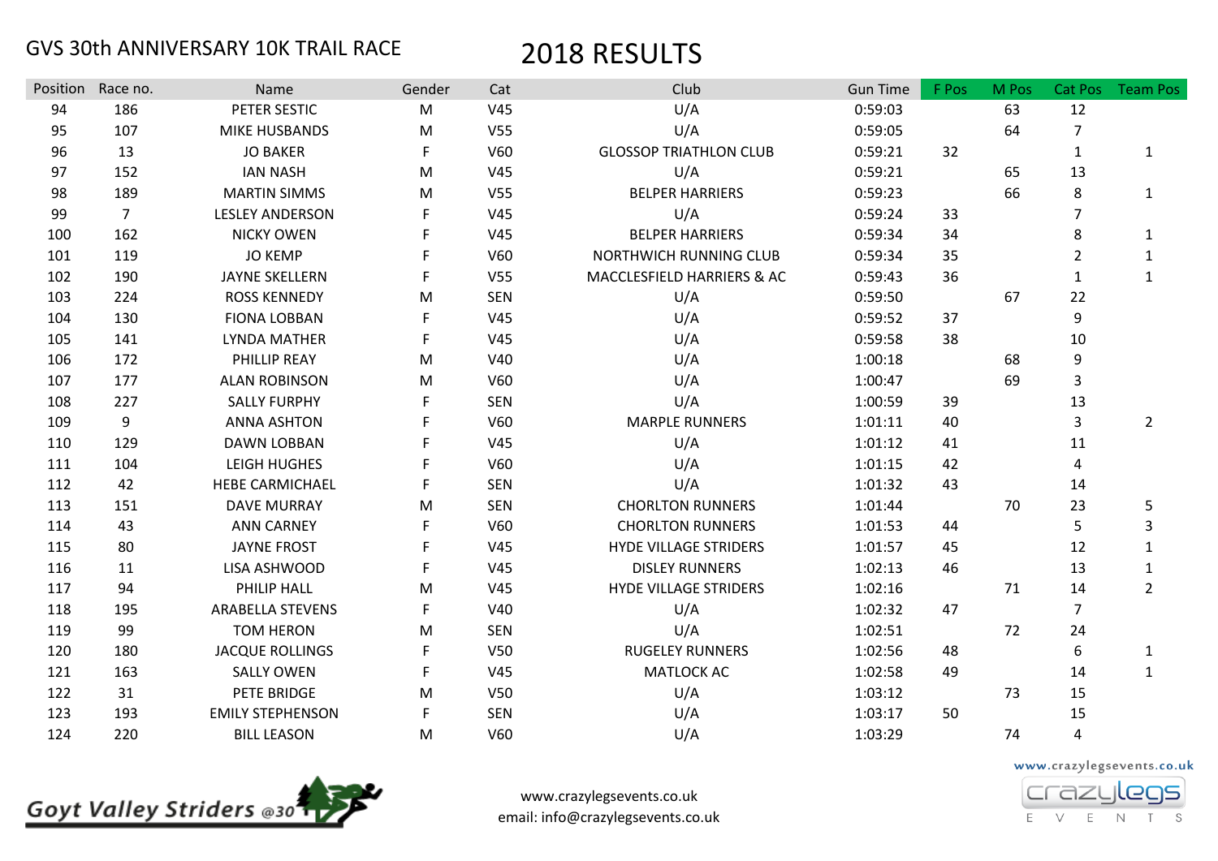GVS 30th ANNIVERSARY 10K TRAIL RACE

# 2018 RESULTS

| Position | Race no. | Name | Gender | Cat | Club | Gun Time | F Pos | M Pos | Cat Pos | Team Pos |
|---|---|---|---|---|---|---|---|---|---|---|
| 94 | 186 | PETER SESTIC | M | V45 | U/A | 0:59:03 | | 63 | 12 | |
| 95 | 107 | MIKE HUSBANDS | M | V55 | U/A | 0:59:05 | | 64 | 7 | |
| 96 | 13 | JO BAKER | F | V60 | GLOSSOP TRIATHLON CLUB | 0:59:21 | 32 | | 1 | 1 |
| 97 | 152 | IAN NASH | M | V45 | U/A | 0:59:21 | | 65 | 13 | |
| 98 | 189 | MARTIN SIMMS | M | V55 | BELPER HARRIERS | 0:59:23 | | 66 | 8 | 1 |
| 99 | 7 | LESLEY ANDERSON | F | V45 | U/A | 0:59:24 | 33 | | 7 | |
| 100 | 162 | NICKY OWEN | F | V45 | BELPER HARRIERS | 0:59:34 | 34 | | 8 | 1 |
| 101 | 119 | JO KEMP | F | V60 | NORTHWICH RUNNING CLUB | 0:59:34 | 35 | | 2 | 1 |
| 102 | 190 | JAYNE SKELLERN | F | V55 | MACCLESFIELD HARRIERS & AC | 0:59:43 | 36 | | 1 | 1 |
| 103 | 224 | ROSS KENNEDY | M | SEN | U/A | 0:59:50 | | 67 | 22 | |
| 104 | 130 | FIONA LOBBAN | F | V45 | U/A | 0:59:52 | 37 | | 9 | |
| 105 | 141 | LYNDA MATHER | F | V45 | U/A | 0:59:58 | 38 | | 10 | |
| 106 | 172 | PHILLIP REAY | M | V40 | U/A | 1:00:18 | | 68 | 9 | |
| 107 | 177 | ALAN ROBINSON | M | V60 | U/A | 1:00:47 | | 69 | 3 | |
| 108 | 227 | SALLY FURPHY | F | SEN | U/A | 1:00:59 | 39 | | 13 | |
| 109 | 9 | ANNA ASHTON | F | V60 | MARPLE RUNNERS | 1:01:11 | 40 | | 3 | 2 |
| 110 | 129 | DAWN LOBBAN | F | V45 | U/A | 1:01:12 | 41 | | 11 | |
| 111 | 104 | LEIGH HUGHES | F | V60 | U/A | 1:01:15 | 42 | | 4 | |
| 112 | 42 | HEBE CARMICHAEL | F | SEN | U/A | 1:01:32 | 43 | | 14 | |
| 113 | 151 | DAVE MURRAY | M | SEN | CHORLTON RUNNERS | 1:01:44 | | 70 | 23 | 5 |
| 114 | 43 | ANN CARNEY | F | V60 | CHORLTON RUNNERS | 1:01:53 | 44 | | 5 | 3 |
| 115 | 80 | JAYNE FROST | F | V45 | HYDE VILLAGE STRIDERS | 1:01:57 | 45 | | 12 | 1 |
| 116 | 11 | LISA ASHWOOD | F | V45 | DISLEY RUNNERS | 1:02:13 | 46 | | 13 | 1 |
| 117 | 94 | PHILIP HALL | M | V45 | HYDE VILLAGE STRIDERS | 1:02:16 | | 71 | 14 | 2 |
| 118 | 195 | ARABELLA STEVENS | F | V40 | U/A | 1:02:32 | 47 | | 7 | |
| 119 | 99 | TOM HERON | M | SEN | U/A | 1:02:51 | | 72 | 24 | |
| 120 | 180 | JACQUE ROLLINGS | F | V50 | RUGELEY RUNNERS | 1:02:56 | 48 | | 6 | 1 |
| 121 | 163 | SALLY OWEN | F | V45 | MATLOCK AC | 1:02:58 | 49 | | 14 | 1 |
| 122 | 31 | PETE BRIDGE | M | V50 | U/A | 1:03:12 | | 73 | 15 | |
| 123 | 193 | EMILY STEPHENSON | F | SEN | U/A | 1:03:17 | 50 | | 15 | |
| 124 | 220 | BILL LEASON | M | V60 | U/A | 1:03:29 | | 74 | 4 | |

Goyt Valley Striders @30

www.crazylegsevents.co.uk
email: info@crazylegsevents.co.uk

www.crazylegsevents.co.uk
crazylegs EVENTS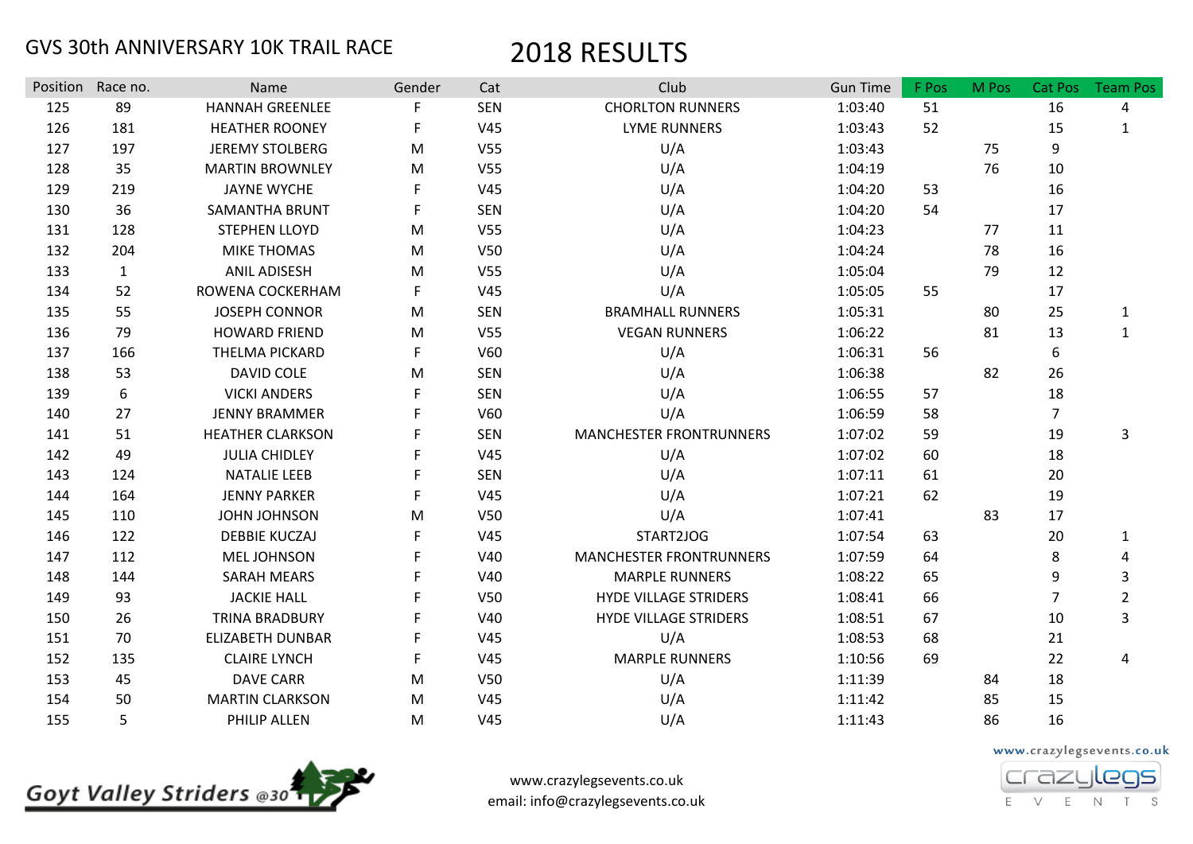GVS 30th ANNIVERSARY 10K TRAIL RACE

# 2018 RESULTS

| Position | Race no. | Name | Gender | Cat | Club | Gun Time | F Pos | M Pos | Cat Pos | Team Pos |
|---|---|---|---|---|---|---|---|---|---|---|
| 125 | 89 | HANNAH GREENLEE | F | SEN | CHORLTON RUNNERS | 1:03:40 | 51 | | 16 | 4 |
| 126 | 181 | HEATHER ROONEY | F | V45 | LYME RUNNERS | 1:03:43 | 52 | | 15 | 1 |
| 127 | 197 | JEREMY STOLBERG | M | V55 | U/A | 1:03:43 | | 75 | 9 | |
| 128 | 35 | MARTIN BROWNLEY | M | V55 | U/A | 1:04:19 | | 76 | 10 | |
| 129 | 219 | JAYNE WYCHE | F | V45 | U/A | 1:04:20 | 53 | | 16 | |
| 130 | 36 | SAMANTHA BRUNT | F | SEN | U/A | 1:04:20 | 54 | | 17 | |
| 131 | 128 | STEPHEN LLOYD | M | V55 | U/A | 1:04:23 | | 77 | 11 | |
| 132 | 204 | MIKE THOMAS | M | V50 | U/A | 1:04:24 | | 78 | 16 | |
| 133 | 1 | ANIL ADISESH | M | V55 | U/A | 1:05:04 | | 79 | 12 | |
| 134 | 52 | ROWENA COCKERHAM | F | V45 | U/A | 1:05:05 | 55 | | 17 | |
| 135 | 55 | JOSEPH CONNOR | M | SEN | BRAMHALL RUNNERS | 1:05:31 | | 80 | 25 | 1 |
| 136 | 79 | HOWARD FRIEND | M | V55 | VEGAN RUNNERS | 1:06:22 | | 81 | 13 | 1 |
| 137 | 166 | THELMA PICKARD | F | V60 | U/A | 1:06:31 | 56 | | 6 | |
| 138 | 53 | DAVID COLE | M | SEN | U/A | 1:06:38 | | 82 | 26 | |
| 139 | 6 | VICKI ANDERS | F | SEN | U/A | 1:06:55 | 57 | | 18 | |
| 140 | 27 | JENNY BRAMMER | F | V60 | U/A | 1:06:59 | 58 | | 7 | |
| 141 | 51 | HEATHER CLARKSON | F | SEN | MANCHESTER FRONTRUNNERS | 1:07:02 | 59 | | 19 | 3 |
| 142 | 49 | JULIA CHIDLEY | F | V45 | U/A | 1:07:02 | 60 | | 18 | |
| 143 | 124 | NATALIE LEEB | F | SEN | U/A | 1:07:11 | 61 | | 20 | |
| 144 | 164 | JENNY PARKER | F | V45 | U/A | 1:07:21 | 62 | | 19 | |
| 145 | 110 | JOHN JOHNSON | M | V50 | U/A | 1:07:41 | | 83 | 17 | |
| 146 | 122 | DEBBIE KUCZAJ | F | V45 | START2JOG | 1:07:54 | 63 | | 20 | 1 |
| 147 | 112 | MEL JOHNSON | F | V40 | MANCHESTER FRONTRUNNERS | 1:07:59 | 64 | | 8 | 4 |
| 148 | 144 | SARAH MEARS | F | V40 | MARPLE RUNNERS | 1:08:22 | 65 | | 9 | 3 |
| 149 | 93 | JACKIE HALL | F | V50 | HYDE VILLAGE STRIDERS | 1:08:41 | 66 | | 7 | 2 |
| 150 | 26 | TRINA BRADBURY | F | V40 | HYDE VILLAGE STRIDERS | 1:08:51 | 67 | | 10 | 3 |
| 151 | 70 | ELIZABETH DUNBAR | F | V45 | U/A | 1:08:53 | 68 | | 21 | |
| 152 | 135 | CLAIRE LYNCH | F | V45 | MARPLE RUNNERS | 1:10:56 | 69 | | 22 | 4 |
| 153 | 45 | DAVE CARR | M | V50 | U/A | 1:11:39 | | 84 | 18 | |
| 154 | 50 | MARTIN CLARKSON | M | V45 | U/A | 1:11:42 | | 85 | 15 | |
| 155 | 5 | PHILIP ALLEN | M | V45 | U/A | 1:11:43 | | 86 | 16 | |

Goyt Valley Striders @30

www.crazylegsevents.co.uk
email: info@crazylegsevents.co.uk

www.crazylegsevents.co.uk
crazylegs EVENTS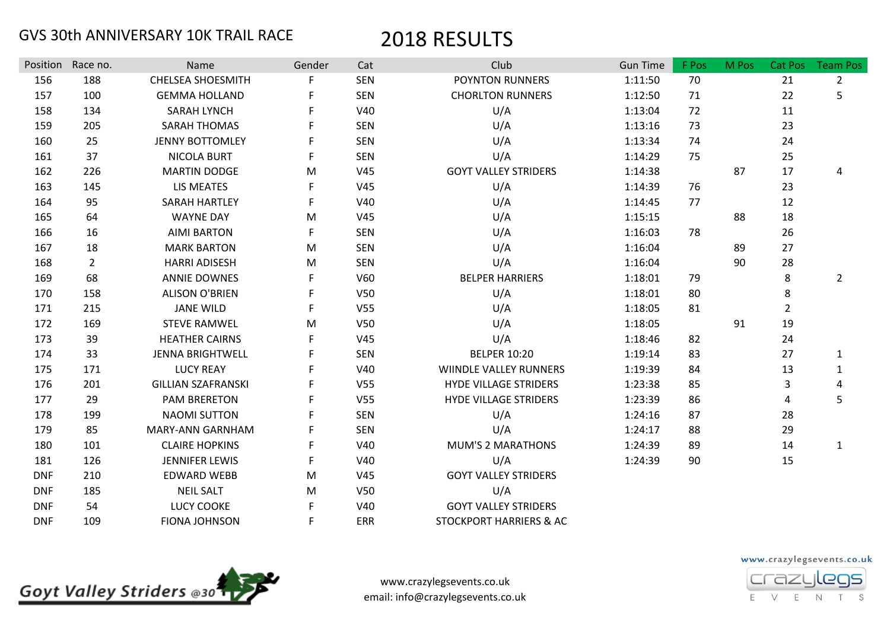GVS 30th ANNIVERSARY 10K TRAIL RACE

# 2018 RESULTS

| Position | Race no. | Name | Gender | Cat | Club | Gun Time | F Pos | M Pos | Cat Pos | Team Pos |
|---|---|---|---|---|---|---|---|---|---|---|
| 156 | 188 | CHELSEA SHOESMITH | F | SEN | POYNTON RUNNERS | 1:11:50 | 70 | | 21 | 2 |
| 157 | 100 | GEMMA HOLLAND | F | SEN | CHORLTON RUNNERS | 1:12:50 | 71 | | 22 | 5 |
| 158 | 134 | SARAH LYNCH | F | V40 | U/A | 1:13:04 | 72 | | 11 | |
| 159 | 205 | SARAH THOMAS | F | SEN | U/A | 1:13:16 | 73 | | 23 | |
| 160 | 25 | JENNY BOTTOMLEY | F | SEN | U/A | 1:13:34 | 74 | | 24 | |
| 161 | 37 | NICOLA BURT | F | SEN | U/A | 1:14:29 | 75 | | 25 | |
| 162 | 226 | MARTIN DODGE | M | V45 | GOYT VALLEY STRIDERS | 1:14:38 | | 87 | 17 | 4 |
| 163 | 145 | LIS MEATES | F | V45 | U/A | 1:14:39 | 76 | | 23 | |
| 164 | 95 | SARAH HARTLEY | F | V40 | U/A | 1:14:45 | 77 | | 12 | |
| 165 | 64 | WAYNE DAY | M | V45 | U/A | 1:15:15 | | 88 | 18 | |
| 166 | 16 | AIMI BARTON | F | SEN | U/A | 1:16:03 | 78 | | 26 | |
| 167 | 18 | MARK BARTON | M | SEN | U/A | 1:16:04 | | 89 | 27 | |
| 168 | 2 | HARRI ADISESH | M | SEN | U/A | 1:16:04 | | 90 | 28 | |
| 169 | 68 | ANNIE DOWNES | F | V60 | BELPER HARRIERS | 1:18:01 | 79 | | 8 | 2 |
| 170 | 158 | ALISON O'BRIEN | F | V50 | U/A | 1:18:01 | 80 | | 8 | |
| 171 | 215 | JANE WILD | F | V55 | U/A | 1:18:05 | 81 | | 2 | |
| 172 | 169 | STEVE RAMWEL | M | V50 | U/A | 1:18:05 | | 91 | 19 | |
| 173 | 39 | HEATHER CAIRNS | F | V45 | U/A | 1:18:46 | 82 | | 24 | |
| 174 | 33 | JENNA BRIGHTWELL | F | SEN | BELPER 10:20 | 1:19:14 | 83 | | 27 | 1 |
| 175 | 171 | LUCY REAY | F | V40 | WIINDLE VALLEY RUNNERS | 1:19:39 | 84 | | 13 | 1 |
| 176 | 201 | GILLIAN SZAFRANSKI | F | V55 | HYDE VILLAGE STRIDERS | 1:23:38 | 85 | | 3 | 4 |
| 177 | 29 | PAM BRERETON | F | V55 | HYDE VILLAGE STRIDERS | 1:23:39 | 86 | | 4 | 5 |
| 178 | 199 | NAOMI SUTTON | F | SEN | U/A | 1:24:16 | 87 | | 28 | |
| 179 | 85 | MARY-ANN GARNHAM | F | SEN | U/A | 1:24:17 | 88 | | 29 | |
| 180 | 101 | CLAIRE HOPKINS | F | V40 | MUM'S 2 MARATHONS | 1:24:39 | 89 | | 14 | 1 |
| 181 | 126 | JENNIFER LEWIS | F | V40 | U/A | 1:24:39 | 90 | | 15 | |
| DNF | 210 | EDWARD WEBB | M | V45 | GOYT VALLEY STRIDERS | | | | | |
| DNF | 185 | NEIL SALT | M | V50 | U/A | | | | | |
| DNF | 54 | LUCY COOKE | F | V40 | GOYT VALLEY STRIDERS | | | | | |
| DNF | 109 | FIONA JOHNSON | F | ERR | STOCKPORT HARRIERS & AC | | | | | |

Goyt Valley Striders @30

www.crazylegsevents.co.uk
email: info@crazylegsevents.co.uk

www.crazylegsevents.co.uk
crazylegs EVENTS